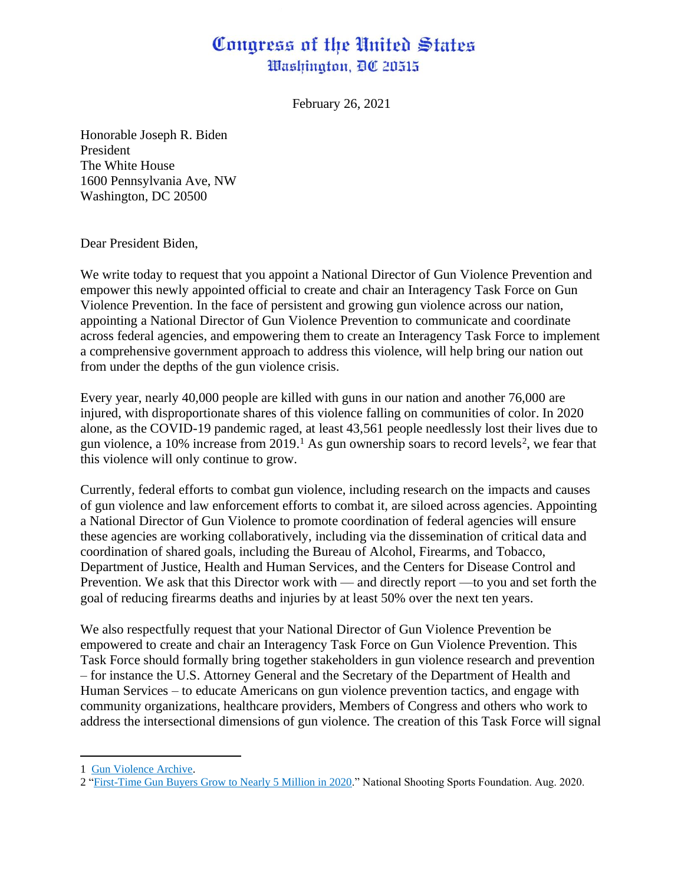# Congress of the United States
## Washington, DC 20515

February 26, 2021

Honorable Joseph R. Biden
President
The White House
1600 Pennsylvania Ave, NW
Washington, DC 20500

Dear President Biden,

We write today to request that you appoint a National Director of Gun Violence Prevention and empower this newly appointed official to create and chair an Interagency Task Force on Gun Violence Prevention. In the face of persistent and growing gun violence across our nation, appointing a National Director of Gun Violence Prevention to communicate and coordinate across federal agencies, and empowering them to create an Interagency Task Force to implement a comprehensive government approach to address this violence, will help bring our nation out from under the depths of the gun violence crisis.

Every year, nearly 40,000 people are killed with guns in our nation and another 76,000 are injured, with disproportionate shares of this violence falling on communities of color. In 2020 alone, as the COVID-19 pandemic raged, at least 43,561 people needlessly lost their lives due to gun violence, a 10% increase from 2019.[1] As gun ownership soars to record levels[2], we fear that this violence will only continue to grow.

Currently, federal efforts to combat gun violence, including research on the impacts and causes of gun violence and law enforcement efforts to combat it, are siloed across agencies. Appointing a National Director of Gun Violence to promote coordination of federal agencies will ensure these agencies are working collaboratively, including via the dissemination of critical data and coordination of shared goals, including the Bureau of Alcohol, Firearms, and Tobacco, Department of Justice, Health and Human Services, and the Centers for Disease Control and Prevention. We ask that this Director work with — and directly report —to you and set forth the goal of reducing firearms deaths and injuries by at least 50% over the next ten years.

We also respectfully request that your National Director of Gun Violence Prevention be empowered to create and chair an Interagency Task Force on Gun Violence Prevention. This Task Force should formally bring together stakeholders in gun violence research and prevention – for instance the U.S. Attorney General and the Secretary of the Department of Health and Human Services – to educate Americans on gun violence prevention tactics, and engage with community organizations, healthcare providers, Members of Congress and others who work to address the intersectional dimensions of gun violence. The creation of this Task Force will signal

---

1 Gun Violence Archive.

2 "First-Time Gun Buyers Grow to Nearly 5 Million in 2020." National Shooting Sports Foundation. Aug. 2020.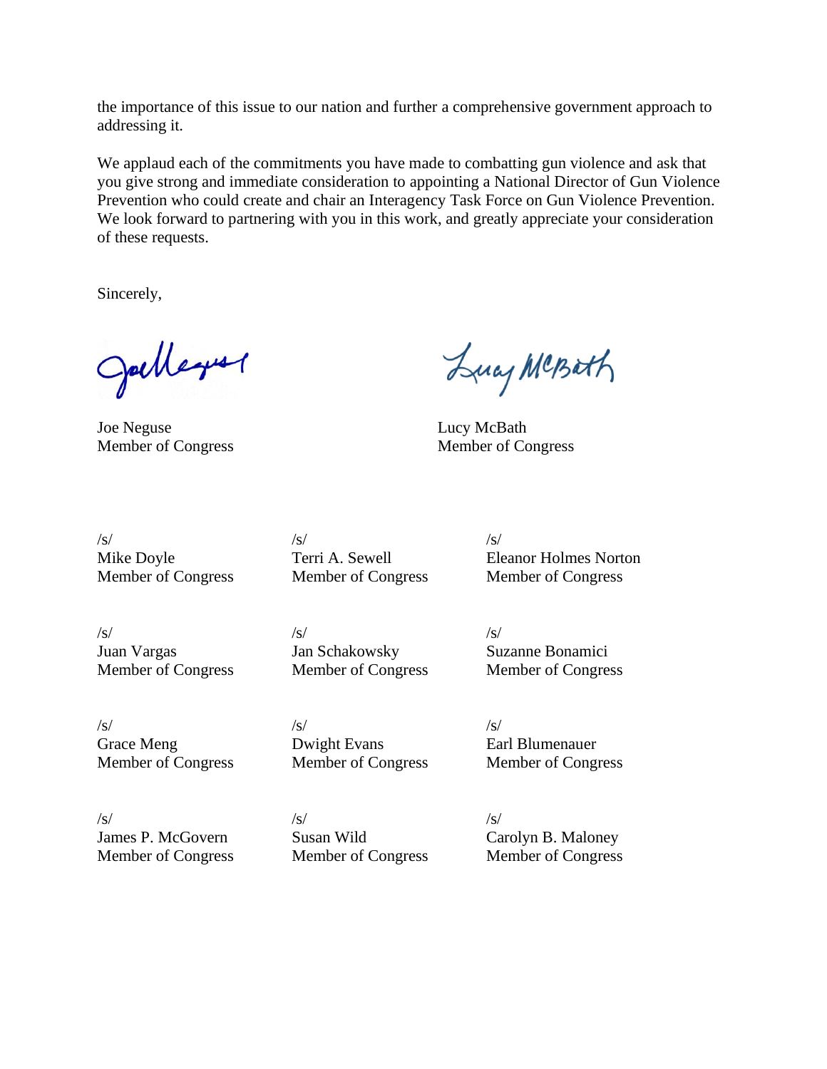the importance of this issue to our nation and further a comprehensive government approach to addressing it.

We applaud each of the commitments you have made to combatting gun violence and ask that you give strong and immediate consideration to appointing a National Director of Gun Violence Prevention who could create and chair an Interagency Task Force on Gun Violence Prevention. We look forward to partnering with you in this work, and greatly appreciate your consideration of these requests.

Sincerely,

Joe Neguse
Member of Congress

Lucy McBath
Member of Congress

/s/
Mike Doyle
Member of Congress

/s/
Terri A. Sewell
Member of Congress

/s/
Eleanor Holmes Norton
Member of Congress

/s/
Juan Vargas
Member of Congress

/s/
Jan Schakowsky
Member of Congress

/s/
Suzanne Bonamici
Member of Congress

/s/
Grace Meng
Member of Congress

/s/
Dwight Evans
Member of Congress

/s/
Earl Blumenauer
Member of Congress

/s/
James P. McGovern
Member of Congress

/s/
Susan Wild
Member of Congress

/s/
Carolyn B. Maloney
Member of Congress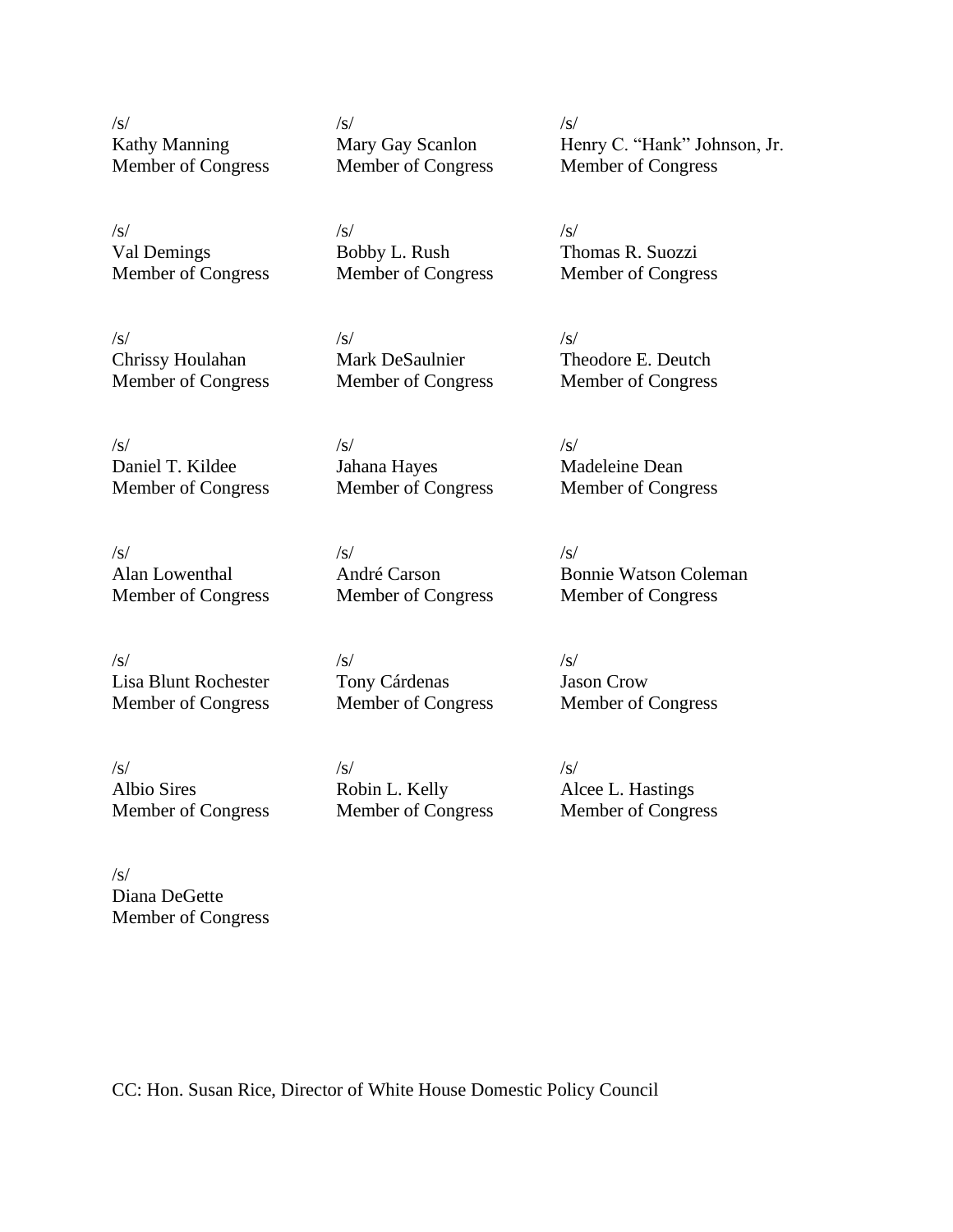/s/
Kathy Manning
Member of Congress

/s/
Mary Gay Scanlon
Member of Congress

/s/
Henry C. "Hank" Johnson, Jr.
Member of Congress

/s/
Val Demings
Member of Congress

/s/
Bobby L. Rush
Member of Congress

/s/
Thomas R. Suozzi
Member of Congress

/s/
Chrissy Houlahan
Member of Congress

/s/
Mark DeSaulnier
Member of Congress

/s/
Theodore E. Deutch
Member of Congress

/s/
Daniel T. Kildee
Member of Congress

/s/
Jahana Hayes
Member of Congress

/s/
Madeleine Dean
Member of Congress

/s/
Alan Lowenthal
Member of Congress

/s/
André Carson
Member of Congress

/s/
Bonnie Watson Coleman
Member of Congress

/s/
Lisa Blunt Rochester
Member of Congress

/s/
Tony Cárdenas
Member of Congress

/s/
Jason Crow
Member of Congress

/s/
Albio Sires
Member of Congress

/s/
Robin L. Kelly
Member of Congress

/s/
Alcee L. Hastings
Member of Congress

/s/
Diana DeGette
Member of Congress

CC: Hon. Susan Rice, Director of White House Domestic Policy Council